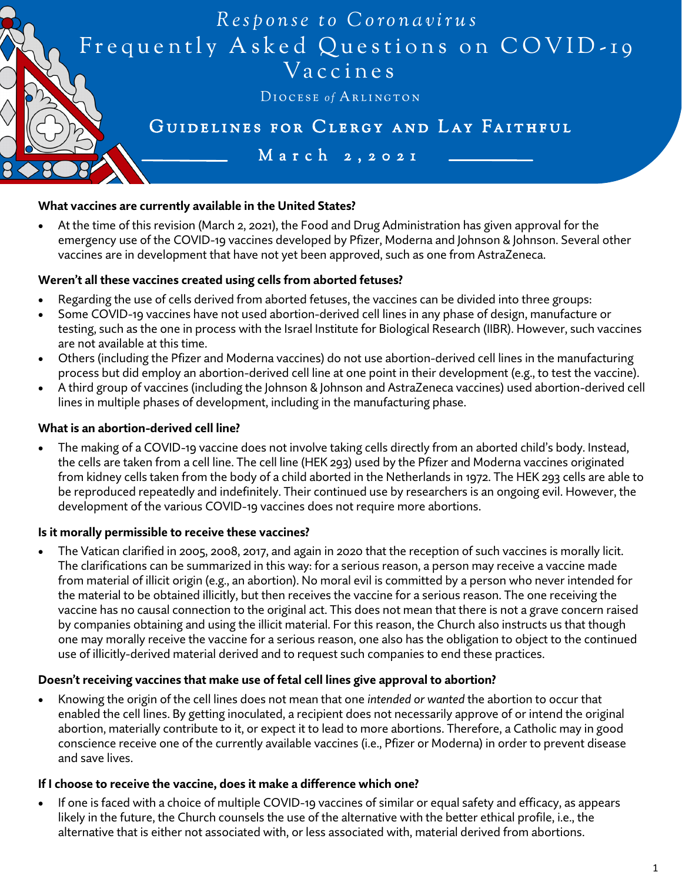# Response to Coronavirus
# Frequently Asked Questions on COVID-19 Vaccines

Diocese *of* Arlington

## Guidelines for Clergy and Lay Faithful

March 2, 2021

**What vaccines are currently available in the United States?**

- At the time of this revision (March 2, 2021), the Food and Drug Administration has given approval for the emergency use of the COVID-19 vaccines developed by Pfizer, Moderna and Johnson & Johnson. Several other vaccines are in development that have not yet been approved, such as one from AstraZeneca.

**Weren't all these vaccines created using cells from aborted fetuses?**

- Regarding the use of cells derived from aborted fetuses, the vaccines can be divided into three groups:
- Some COVID-19 vaccines have not used abortion-derived cell lines in any phase of design, manufacture or testing, such as the one in process with the Israel Institute for Biological Research (IIBR). However, such vaccines are not available at this time.
- Others (including the Pfizer and Moderna vaccines) do not use abortion-derived cell lines in the manufacturing process but did employ an abortion-derived cell line at one point in their development (e.g., to test the vaccine).
- A third group of vaccines (including the Johnson & Johnson and AstraZeneca vaccines) used abortion-derived cell lines in multiple phases of development, including in the manufacturing phase.

**What is an abortion-derived cell line?**

- The making of a COVID-19 vaccine does not involve taking cells directly from an aborted child's body. Instead, the cells are taken from a cell line. The cell line (HEK 293) used by the Pfizer and Moderna vaccines originated from kidney cells taken from the body of a child aborted in the Netherlands in 1972. The HEK 293 cells are able to be reproduced repeatedly and indefinitely. Their continued use by researchers is an ongoing evil. However, the development of the various COVID-19 vaccines does not require more abortions.

**Is it morally permissible to receive these vaccines?**

- The Vatican clarified in 2005, 2008, 2017, and again in 2020 that the reception of such vaccines is morally licit. The clarifications can be summarized in this way: for a serious reason, a person may receive a vaccine made from material of illicit origin (e.g., an abortion). No moral evil is committed by a person who never intended for the material to be obtained illicitly, but then receives the vaccine for a serious reason. The one receiving the vaccine has no causal connection to the original act. This does not mean that there is not a grave concern raised by companies obtaining and using the illicit material. For this reason, the Church also instructs us that though one may morally receive the vaccine for a serious reason, one also has the obligation to object to the continued use of illicitly-derived material derived and to request such companies to end these practices.

**Doesn't receiving vaccines that make use of fetal cell lines give approval to abortion?**

- Knowing the origin of the cell lines does not mean that one *intended or wanted* the abortion to occur that enabled the cell lines. By getting inoculated, a recipient does not necessarily approve of or intend the original abortion, materially contribute to it, or expect it to lead to more abortions. Therefore, a Catholic may in good conscience receive one of the currently available vaccines (i.e., Pfizer or Moderna) in order to prevent disease and save lives.

**If I choose to receive the vaccine, does it make a difference which one?**

- If one is faced with a choice of multiple COVID-19 vaccines of similar or equal safety and efficacy, as appears likely in the future, the Church counsels the use of the alternative with the better ethical profile, i.e., the alternative that is either not associated with, or less associated with, material derived from abortions.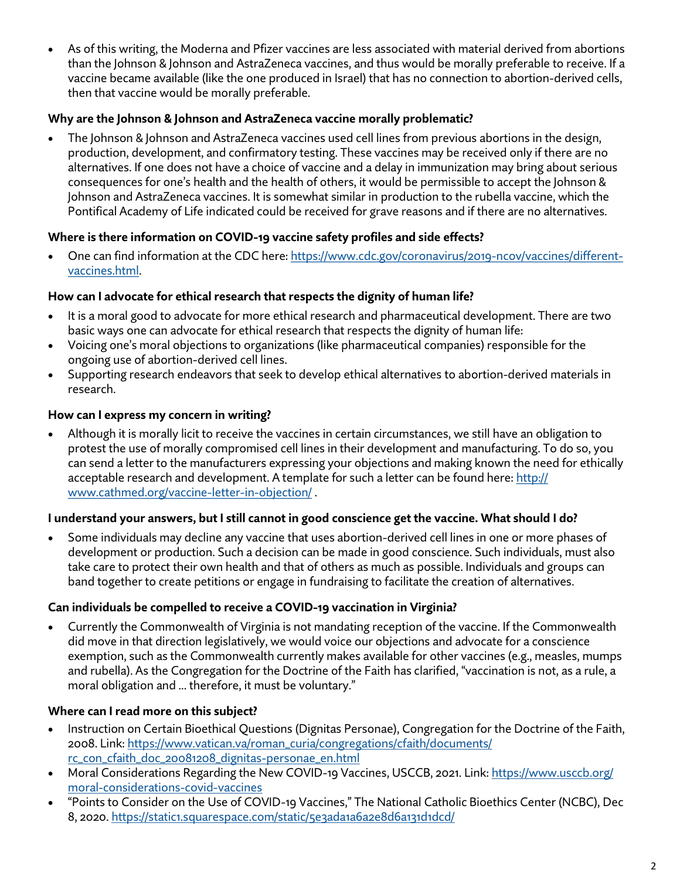- As of this writing, the Moderna and Pfizer vaccines are less associated with material derived from abortions than the Johnson & Johnson and AstraZeneca vaccines, and thus would be morally preferable to receive. If a vaccine became available (like the one produced in Israel) that has no connection to abortion-derived cells, then that vaccine would be morally preferable.

**Why are the Johnson & Johnson and AstraZeneca vaccine morally problematic?**

- The Johnson & Johnson and AstraZeneca vaccines used cell lines from previous abortions in the design, production, development, and confirmatory testing. These vaccines may be received only if there are no alternatives. If one does not have a choice of vaccine and a delay in immunization may bring about serious consequences for one's health and the health of others, it would be permissible to accept the Johnson & Johnson and AstraZeneca vaccines. It is somewhat similar in production to the rubella vaccine, which the Pontifical Academy of Life indicated could be received for grave reasons and if there are no alternatives.

**Where is there information on COVID-19 vaccine safety profiles and side effects?**

- One can find information at the CDC here: [https://www.cdc.gov/coronavirus/2019-ncov/vaccines/different-vaccines.html](https://www.cdc.gov/coronavirus/2019-ncov/vaccines/different-vaccines.html).

**How can I advocate for ethical research that respects the dignity of human life?**

- It is a moral good to advocate for more ethical research and pharmaceutical development. There are two basic ways one can advocate for ethical research that respects the dignity of human life:
- Voicing one's moral objections to organizations (like pharmaceutical companies) responsible for the ongoing use of abortion-derived cell lines.
- Supporting research endeavors that seek to develop ethical alternatives to abortion-derived materials in research.

**How can I express my concern in writing?**

- Although it is morally licit to receive the vaccines in certain circumstances, we still have an obligation to protest the use of morally compromised cell lines in their development and manufacturing. To do so, you can send a letter to the manufacturers expressing your objections and making known the need for ethically acceptable research and development. A template for such a letter can be found here: [http://www.cathmed.org/vaccine-letter-in-objection/](http://www.cathmed.org/vaccine-letter-in-objection/) .

**I understand your answers, but I still cannot in good conscience get the vaccine. What should I do?**

- Some individuals may decline any vaccine that uses abortion-derived cell lines in one or more phases of development or production. Such a decision can be made in good conscience. Such individuals, must also take care to protect their own health and that of others as much as possible. Individuals and groups can band together to create petitions or engage in fundraising to facilitate the creation of alternatives.

**Can individuals be compelled to receive a COVID-19 vaccination in Virginia?**

- Currently the Commonwealth of Virginia is not mandating reception of the vaccine. If the Commonwealth did move in that direction legislatively, we would voice our objections and advocate for a conscience exemption, such as the Commonwealth currently makes available for other vaccines (e.g., measles, mumps and rubella). As the Congregation for the Doctrine of the Faith has clarified, "vaccination is not, as a rule, a moral obligation and ... therefore, it must be voluntary."

**Where can I read more on this subject?**

- Instruction on Certain Bioethical Questions (Dignitas Personae), Congregation for the Doctrine of the Faith, 2008. Link: [https://www.vatican.va/roman_curia/congregations/cfaith/documents/rc_con_cfaith_doc_20081208_dignitas-personae_en.html](https://www.vatican.va/roman_curia/congregations/cfaith/documents/rc_con_cfaith_doc_20081208_dignitas-personae_en.html)
- Moral Considerations Regarding the New COVID-19 Vaccines, USCCB, 2021. Link: [https://www.usccb.org/moral-considerations-covid-vaccines](https://www.usccb.org/moral-considerations-covid-vaccines)
- "Points to Consider on the Use of COVID-19 Vaccines," The National Catholic Bioethics Center (NCBC), Dec 8, 2020. [https://static1.squarespace.com/static/5e3ada1a6a2e8d6a131d1dcd/](https://static1.squarespace.com/static/5e3ada1a6a2e8d6a131d1dcd/)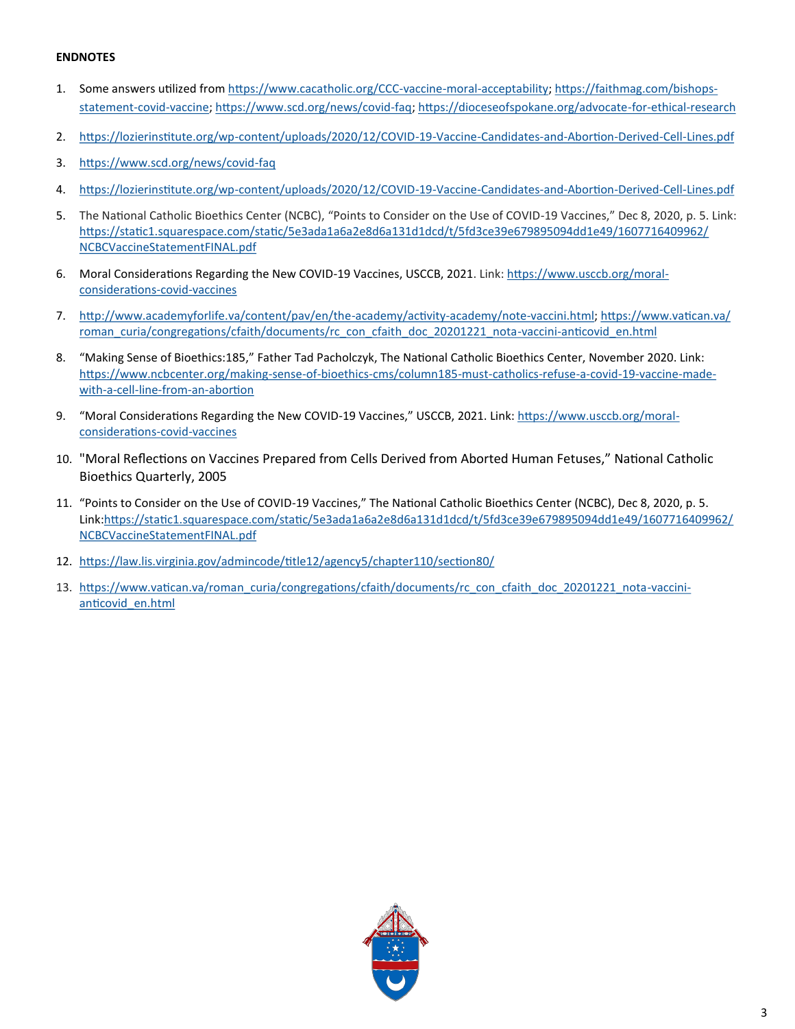**ENDNOTES**

1. Some answers utilized from https://www.cacatholic.org/CCC-vaccine-moral-acceptability; https://faithmag.com/bishops-statement-covid-vaccine; https://www.scd.org/news/covid-faq; https://dioceseofspokane.org/advocate-for-ethical-research
2. https://lozierinstitute.org/wp-content/uploads/2020/12/COVID-19-Vaccine-Candidates-and-Abortion-Derived-Cell-Lines.pdf
3. https://www.scd.org/news/covid-faq
4. https://lozierinstitute.org/wp-content/uploads/2020/12/COVID-19-Vaccine-Candidates-and-Abortion-Derived-Cell-Lines.pdf
5. The National Catholic Bioethics Center (NCBC), "Points to Consider on the Use of COVID-19 Vaccines," Dec 8, 2020, p. 5. Link: https://static1.squarespace.com/static/5e3ada1a6a2e8d6a131d1dcd/t/5fd3ce39e679895094dd1e49/1607716409962/NCBCVaccineStatementFINAL.pdf
6. Moral Considerations Regarding the New COVID-19 Vaccines, USCCB, 2021. Link: https://www.usccb.org/moral-considerations-covid-vaccines
7. http://www.academyforlife.va/content/pav/en/the-academy/activity-academy/note-vaccini.html; https://www.vatican.va/roman_curia/congregations/cfaith/documents/rc_con_cfaith_doc_20201221_nota-vaccini-anticovid_en.html
8. "Making Sense of Bioethics:185," Father Tad Pacholczyk, The National Catholic Bioethics Center, November 2020. Link: https://www.ncbcenter.org/making-sense-of-bioethics-cms/column185-must-catholics-refuse-a-covid-19-vaccine-made-with-a-cell-line-from-an-abortion
9. "Moral Considerations Regarding the New COVID-19 Vaccines," USCCB, 2021. Link: https://www.usccb.org/moral-considerations-covid-vaccines
10. "Moral Reflections on Vaccines Prepared from Cells Derived from Aborted Human Fetuses," National Catholic Bioethics Quarterly, 2005
11. "Points to Consider on the Use of COVID-19 Vaccines," The National Catholic Bioethics Center (NCBC), Dec 8, 2020, p. 5. Link:https://static1.squarespace.com/static/5e3ada1a6a2e8d6a131d1dcd/t/5fd3ce39e679895094dd1e49/1607716409962/NCBCVaccineStatementFINAL.pdf
12. https://law.lis.virginia.gov/admincode/title12/agency5/chapter110/section80/
13. https://www.vatican.va/roman_curia/congregations/cfaith/documents/rc_con_cfaith_doc_20201221_nota-vaccini-anticovid_en.html